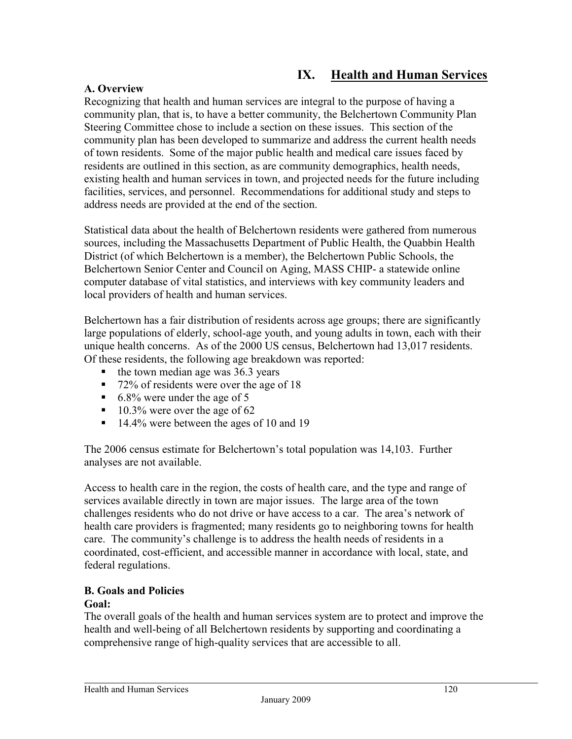# IX. Health and Human Services

## A. Overview

Recognizing that health and human services are integral to the purpose of having a community plan, that is, to have a better community, the Belchertown Community Plan Steering Committee chose to include a section on these issues. This section of the community plan has been developed to summarize and address the current health needs of town residents. Some of the major public health and medical care issues faced by residents are outlined in this section, as are community demographics, health needs, existing health and human services in town, and projected needs for the future including facilities, services, and personnel. Recommendations for additional study and steps to address needs are provided at the end of the section.

Statistical data about the health of Belchertown residents were gathered from numerous sources, including the Massachusetts Department of Public Health, the Quabbin Health District (of which Belchertown is a member), the Belchertown Public Schools, the Belchertown Senior Center and Council on Aging, MASS CHIP- a statewide online computer database of vital statistics, and interviews with key community leaders and local providers of health and human services.

Belchertown has a fair distribution of residents across age groups; there are significantly large populations of elderly, school-age youth, and young adults in town, each with their unique health concerns. As of the 2000 US census, Belchertown had 13,017 residents. Of these residents, the following age breakdown was reported:

- the town median age was 36.3 years
- 72% of residents were over the age of 18
- 6.8% were under the age of 5
- 10.3% were over the age of 62
- 14.4% were between the ages of 10 and 19

The 2006 census estimate for Belchertown's total population was 14,103. Further analyses are not available.

Access to health care in the region, the costs of health care, and the type and range of services available directly in town are major issues. The large area of the town challenges residents who do not drive or have access to a car. The area's network of health care providers is fragmented; many residents go to neighboring towns for health care. The community's challenge is to address the health needs of residents in a coordinated, cost-efficient, and accessible manner in accordance with local, state, and federal regulations.

## B. Goals and Policies

**Goal:**

The overall goals of the health and human services system are to protect and improve the health and well-being of all Belchertown residents by supporting and coordinating a comprehensive range of high-quality services that are accessible to all.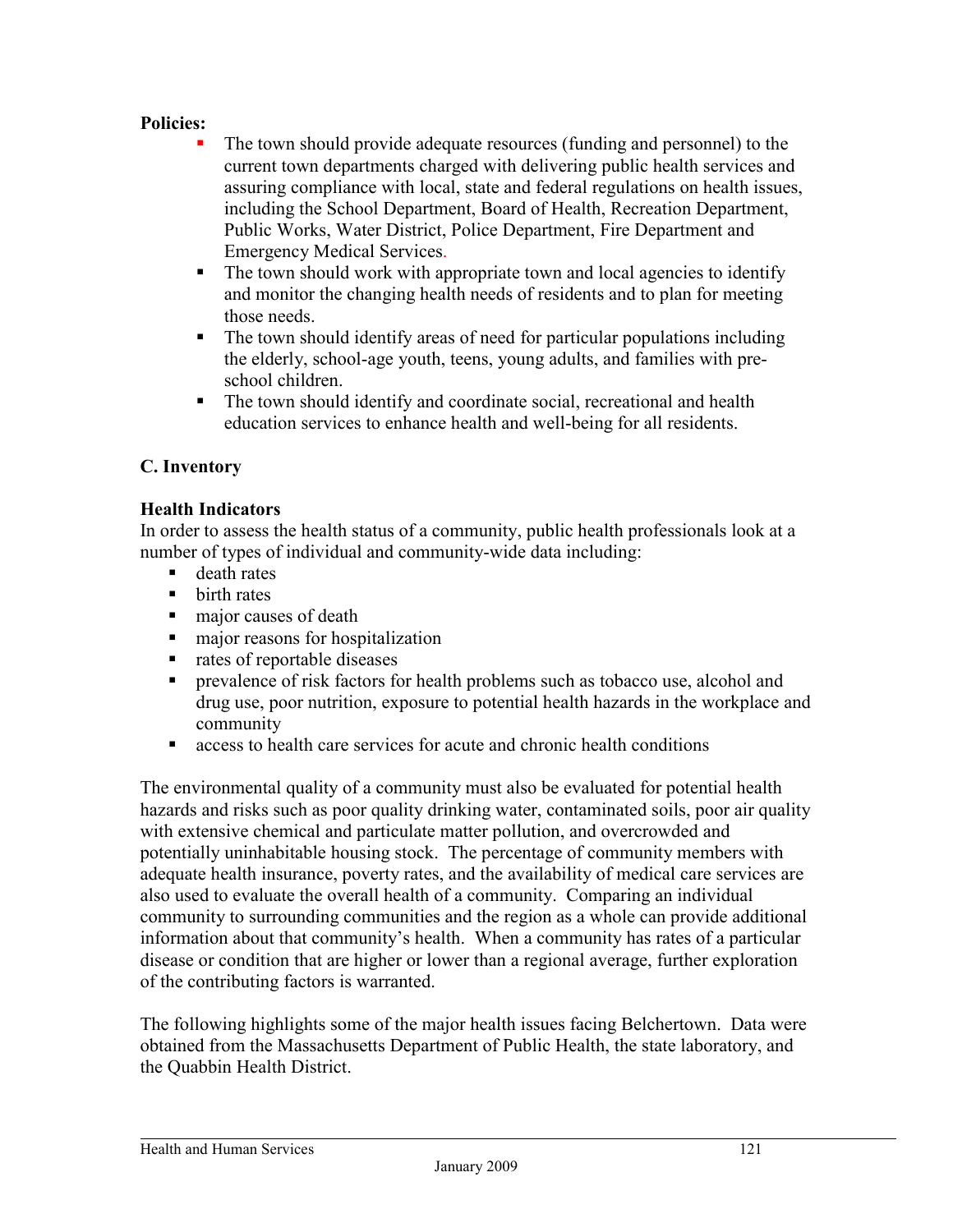**Policies:**

- The town should provide adequate resources (funding and personnel) to the current town departments charged with delivering public health services and assuring compliance with local, state and federal regulations on health issues, including the School Department, Board of Health, Recreation Department, Public Works, Water District, Police Department, Fire Department and Emergency Medical Services.
- The town should work with appropriate town and local agencies to identify and monitor the changing health needs of residents and to plan for meeting those needs.
- The town should identify areas of need for particular populations including the elderly, school-age youth, teens, young adults, and families with pre-school children.
- The town should identify and coordinate social, recreational and health education services to enhance health and well-being for all residents.

## C. Inventory

### Health Indicators

In order to assess the health status of a community, public health professionals look at a number of types of individual and community-wide data including:

- death rates
- birth rates
- major causes of death
- major reasons for hospitalization
- rates of reportable diseases
- prevalence of risk factors for health problems such as tobacco use, alcohol and drug use, poor nutrition, exposure to potential health hazards in the workplace and community
- access to health care services for acute and chronic health conditions

The environmental quality of a community must also be evaluated for potential health hazards and risks such as poor quality drinking water, contaminated soils, poor air quality with extensive chemical and particulate matter pollution, and overcrowded and potentially uninhabitable housing stock. The percentage of community members with adequate health insurance, poverty rates, and the availability of medical care services are also used to evaluate the overall health of a community. Comparing an individual community to surrounding communities and the region as a whole can provide additional information about that community's health. When a community has rates of a particular disease or condition that are higher or lower than a regional average, further exploration of the contributing factors is warranted.

The following highlights some of the major health issues facing Belchertown. Data were obtained from the Massachusetts Department of Public Health, the state laboratory, and the Quabbin Health District.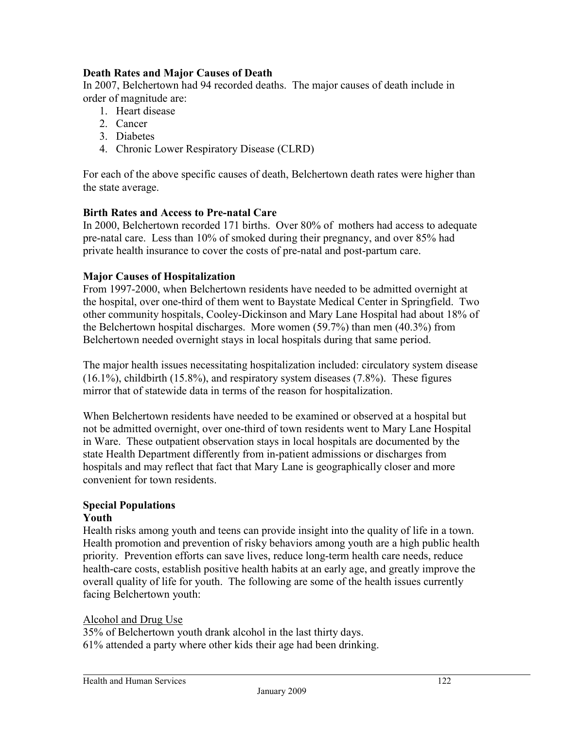### Death Rates and Major Causes of Death

In 2007, Belchertown had 94 recorded deaths. The major causes of death include in order of magnitude are:

1. Heart disease
2. Cancer
3. Diabetes
4. Chronic Lower Respiratory Disease (CLRD)

For each of the above specific causes of death, Belchertown death rates were higher than the state average.

### Birth Rates and Access to Pre-natal Care

In 2000, Belchertown recorded 171 births. Over 80% of mothers had access to adequate pre-natal care. Less than 10% of smoked during their pregnancy, and over 85% had private health insurance to cover the costs of pre-natal and post-partum care.

### Major Causes of Hospitalization

From 1997-2000, when Belchertown residents have needed to be admitted overnight at the hospital, over one-third of them went to Baystate Medical Center in Springfield. Two other community hospitals, Cooley-Dickinson and Mary Lane Hospital had about 18% of the Belchertown hospital discharges. More women (59.7%) than men (40.3%) from Belchertown needed overnight stays in local hospitals during that same period.

The major health issues necessitating hospitalization included: circulatory system disease (16.1%), childbirth (15.8%), and respiratory system diseases (7.8%). These figures mirror that of statewide data in terms of the reason for hospitalization.

When Belchertown residents have needed to be examined or observed at a hospital but not be admitted overnight, over one-third of town residents went to Mary Lane Hospital in Ware. These outpatient observation stays in local hospitals are documented by the state Health Department differently from in-patient admissions or discharges from hospitals and may reflect that fact that Mary Lane is geographically closer and more convenient for town residents.

### Special Populations

#### Youth

Health risks among youth and teens can provide insight into the quality of life in a town. Health promotion and prevention of risky behaviors among youth are a high public health priority. Prevention efforts can save lives, reduce long-term health care needs, reduce health-care costs, establish positive health habits at an early age, and greatly improve the overall quality of life for youth. The following are some of the health issues currently facing Belchertown youth:

<u>Alcohol and Drug Use</u>

35% of Belchertown youth drank alcohol in the last thirty days.
61% attended a party where other kids their age had been drinking.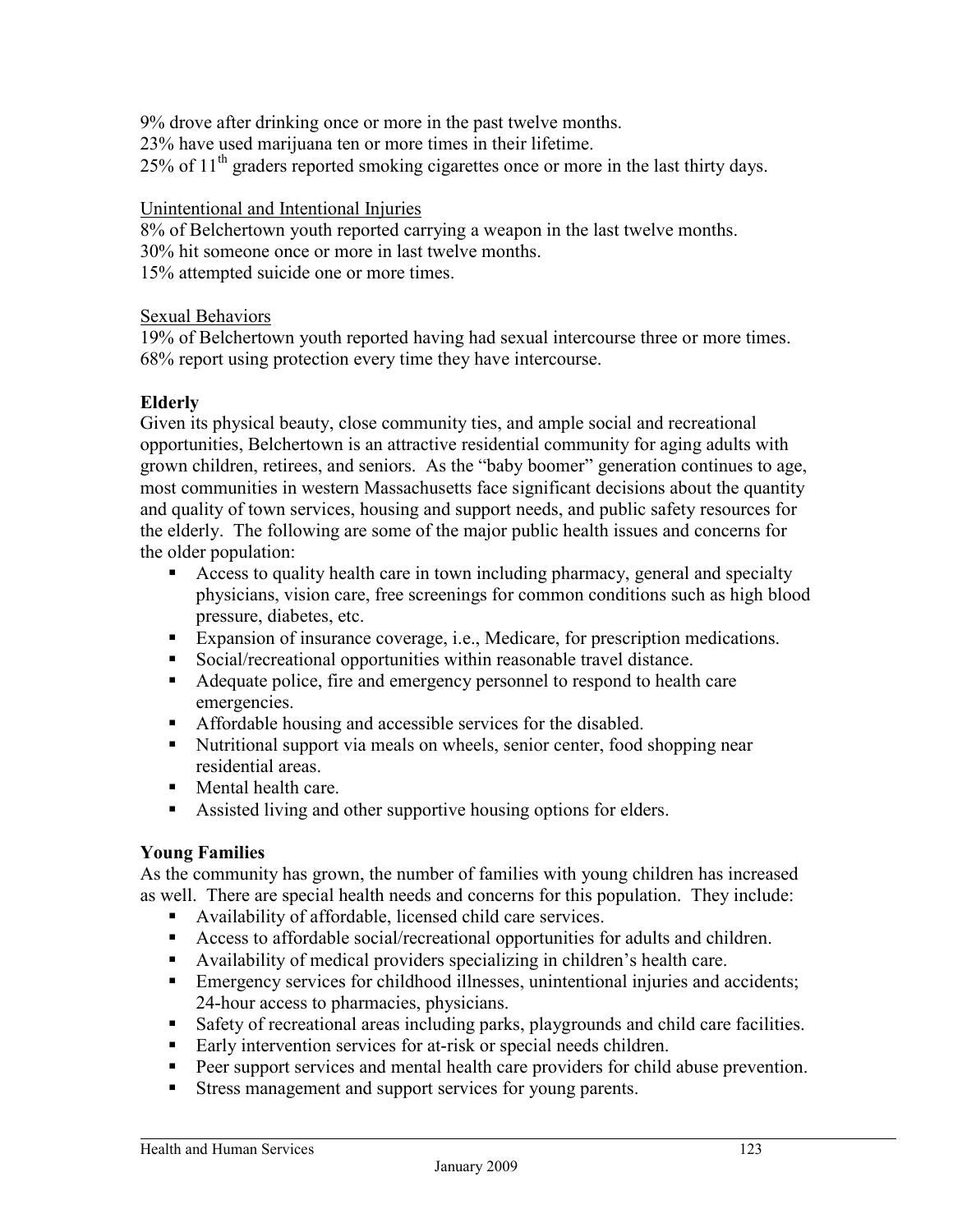9% drove after drinking once or more in the past twelve months.
23% have used marijuana ten or more times in their lifetime.
25% of 11th graders reported smoking cigarettes once or more in the last thirty days.

Unintentional and Intentional Injuries
8% of Belchertown youth reported carrying a weapon in the last twelve months.
30% hit someone once or more in last twelve months.
15% attempted suicide one or more times.

Sexual Behaviors
19% of Belchertown youth reported having had sexual intercourse three or more times.
68% report using protection every time they have intercourse.

**Elderly**

Given its physical beauty, close community ties, and ample social and recreational opportunities, Belchertown is an attractive residential community for aging adults with grown children, retirees, and seniors. As the "baby boomer" generation continues to age, most communities in western Massachusetts face significant decisions about the quantity and quality of town services, housing and support needs, and public safety resources for the elderly. The following are some of the major public health issues and concerns for the older population:

- Access to quality health care in town including pharmacy, general and specialty physicians, vision care, free screenings for common conditions such as high blood pressure, diabetes, etc.
- Expansion of insurance coverage, i.e., Medicare, for prescription medications.
- Social/recreational opportunities within reasonable travel distance.
- Adequate police, fire and emergency personnel to respond to health care emergencies.
- Affordable housing and accessible services for the disabled.
- Nutritional support via meals on wheels, senior center, food shopping near residential areas.
- Mental health care.
- Assisted living and other supportive housing options for elders.

**Young Families**

As the community has grown, the number of families with young children has increased as well. There are special health needs and concerns for this population. They include:

- Availability of affordable, licensed child care services.
- Access to affordable social/recreational opportunities for adults and children.
- Availability of medical providers specializing in children's health care.
- Emergency services for childhood illnesses, unintentional injuries and accidents; 24-hour access to pharmacies, physicians.
- Safety of recreational areas including parks, playgrounds and child care facilities.
- Early intervention services for at-risk or special needs children.
- Peer support services and mental health care providers for child abuse prevention.
- Stress management and support services for young parents.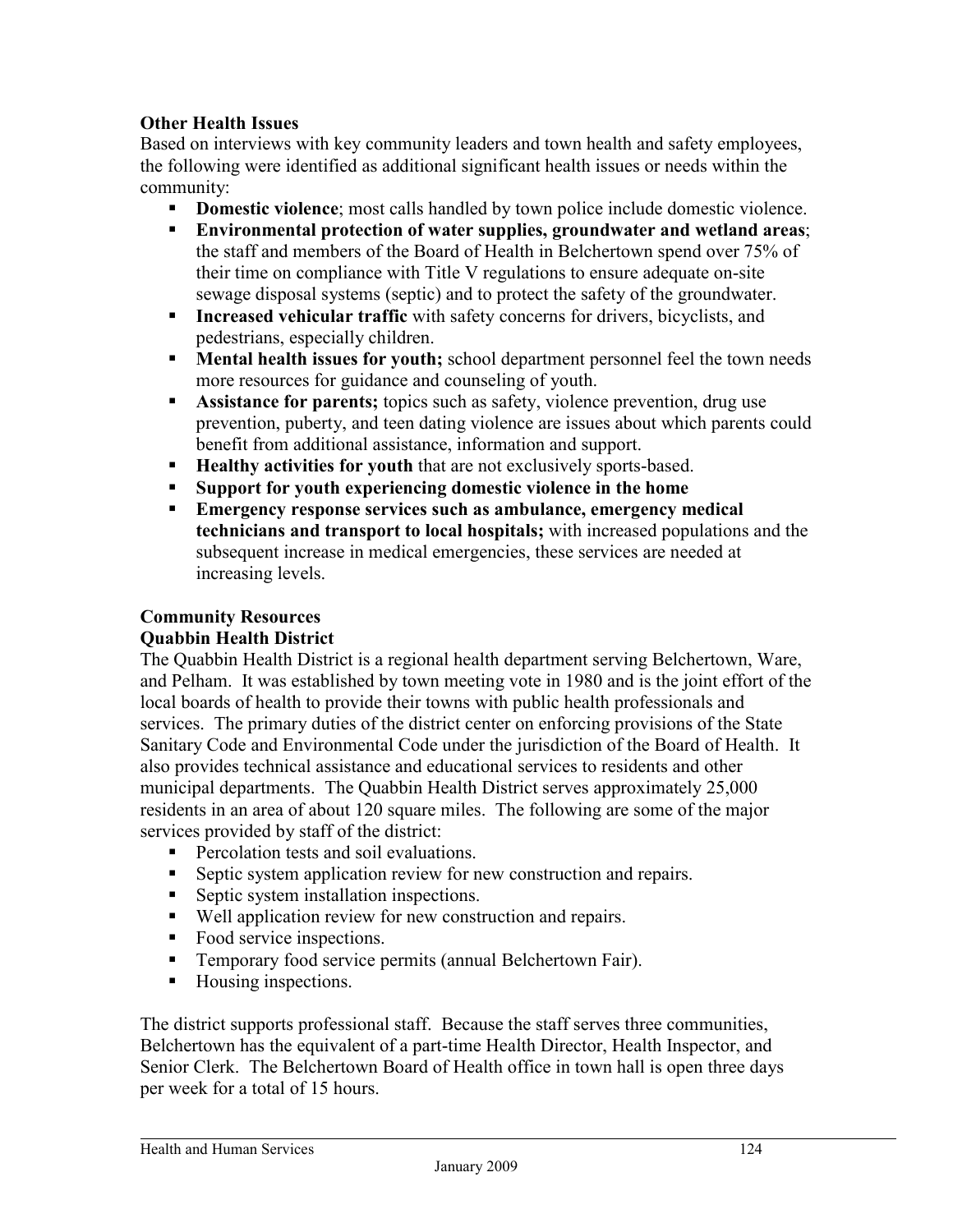### Other Health Issues

Based on interviews with key community leaders and town health and safety employees, the following were identified as additional significant health issues or needs within the community:

- **Domestic violence**; most calls handled by town police include domestic violence.
- **Environmental protection of water supplies, groundwater and wetland areas**; the staff and members of the Board of Health in Belchertown spend over 75% of their time on compliance with Title V regulations to ensure adequate on-site sewage disposal systems (septic) and to protect the safety of the groundwater.
- **Increased vehicular traffic** with safety concerns for drivers, bicyclists, and pedestrians, especially children.
- **Mental health issues for youth;** school department personnel feel the town needs more resources for guidance and counseling of youth.
- **Assistance for parents;** topics such as safety, violence prevention, drug use prevention, puberty, and teen dating violence are issues about which parents could benefit from additional assistance, information and support.
- **Healthy activities for youth** that are not exclusively sports-based.
- **Support for youth experiencing domestic violence in the home**
- **Emergency response services such as ambulance, emergency medical technicians and transport to local hospitals;** with increased populations and the subsequent increase in medical emergencies, these services are needed at increasing levels.

### Community Resources

### Quabbin Health District

The Quabbin Health District is a regional health department serving Belchertown, Ware, and Pelham. It was established by town meeting vote in 1980 and is the joint effort of the local boards of health to provide their towns with public health professionals and services. The primary duties of the district center on enforcing provisions of the State Sanitary Code and Environmental Code under the jurisdiction of the Board of Health. It also provides technical assistance and educational services to residents and other municipal departments. The Quabbin Health District serves approximately 25,000 residents in an area of about 120 square miles. The following are some of the major services provided by staff of the district:

- Percolation tests and soil evaluations.
- Septic system application review for new construction and repairs.
- Septic system installation inspections.
- Well application review for new construction and repairs.
- Food service inspections.
- Temporary food service permits (annual Belchertown Fair).
- Housing inspections.

The district supports professional staff. Because the staff serves three communities, Belchertown has the equivalent of a part-time Health Director, Health Inspector, and Senior Clerk. The Belchertown Board of Health office in town hall is open three days per week for a total of 15 hours.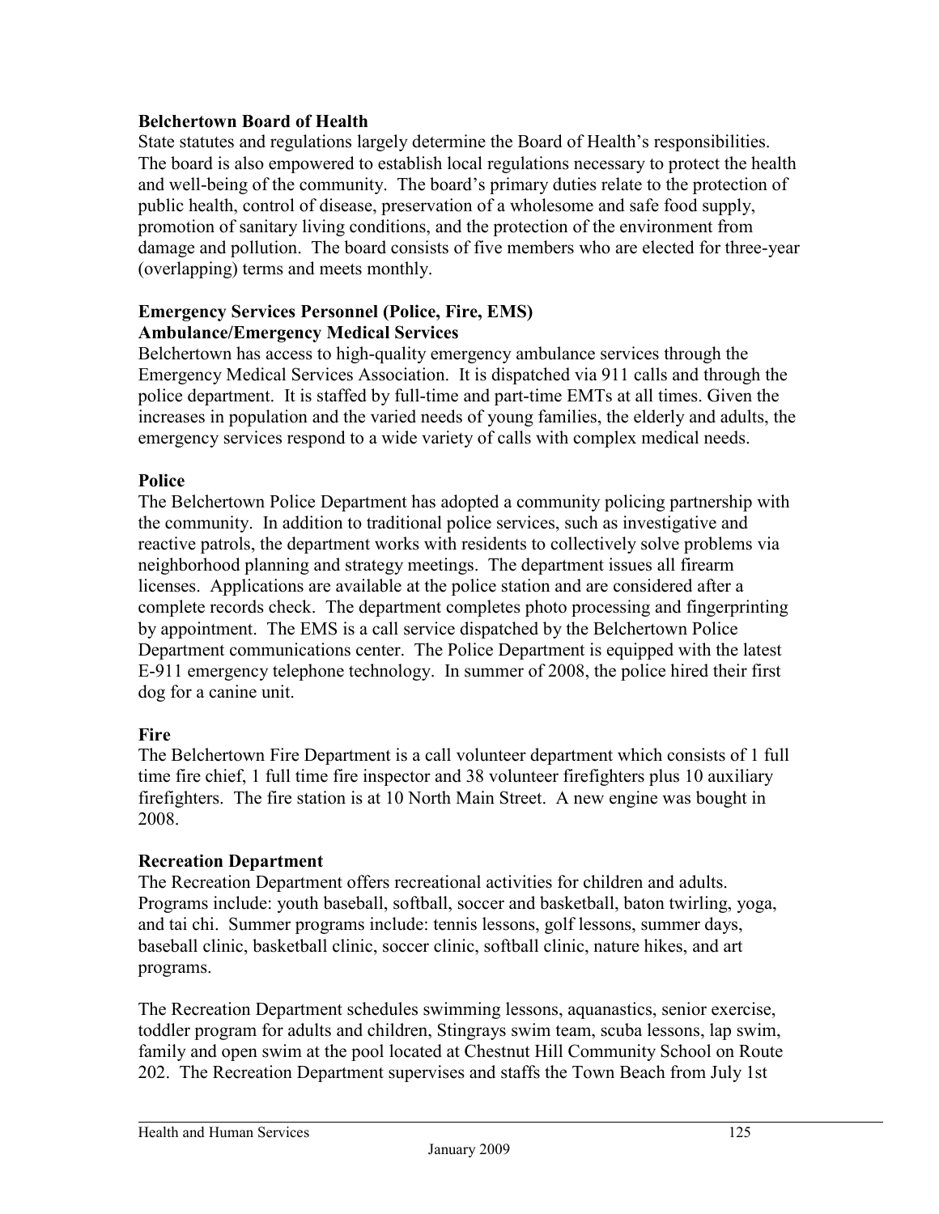**Belchertown Board of Health**

State statutes and regulations largely determine the Board of Health's responsibilities. The board is also empowered to establish local regulations necessary to protect the health and well-being of the community. The board's primary duties relate to the protection of public health, control of disease, preservation of a wholesome and safe food supply, promotion of sanitary living conditions, and the protection of the environment from damage and pollution. The board consists of five members who are elected for three-year (overlapping) terms and meets monthly.

**Emergency Services Personnel (Police, Fire, EMS)**

**Ambulance/Emergency Medical Services**

Belchertown has access to high-quality emergency ambulance services through the Emergency Medical Services Association. It is dispatched via 911 calls and through the police department. It is staffed by full-time and part-time EMTs at all times. Given the increases in population and the varied needs of young families, the elderly and adults, the emergency services respond to a wide variety of calls with complex medical needs.

**Police**

The Belchertown Police Department has adopted a community policing partnership with the community. In addition to traditional police services, such as investigative and reactive patrols, the department works with residents to collectively solve problems via neighborhood planning and strategy meetings. The department issues all firearm licenses. Applications are available at the police station and are considered after a complete records check. The department completes photo processing and fingerprinting by appointment. The EMS is a call service dispatched by the Belchertown Police Department communications center. The Police Department is equipped with the latest E-911 emergency telephone technology. In summer of 2008, the police hired their first dog for a canine unit.

**Fire**

The Belchertown Fire Department is a call volunteer department which consists of 1 full time fire chief, 1 full time fire inspector and 38 volunteer firefighters plus 10 auxiliary firefighters. The fire station is at 10 North Main Street. A new engine was bought in 2008.

**Recreation Department**

The Recreation Department offers recreational activities for children and adults. Programs include: youth baseball, softball, soccer and basketball, baton twirling, yoga, and tai chi. Summer programs include: tennis lessons, golf lessons, summer days, baseball clinic, basketball clinic, soccer clinic, softball clinic, nature hikes, and art programs.

The Recreation Department schedules swimming lessons, aquanastics, senior exercise, toddler program for adults and children, Stingrays swim team, scuba lessons, lap swim, family and open swim at the pool located at Chestnut Hill Community School on Route 202. The Recreation Department supervises and staffs the Town Beach from July 1st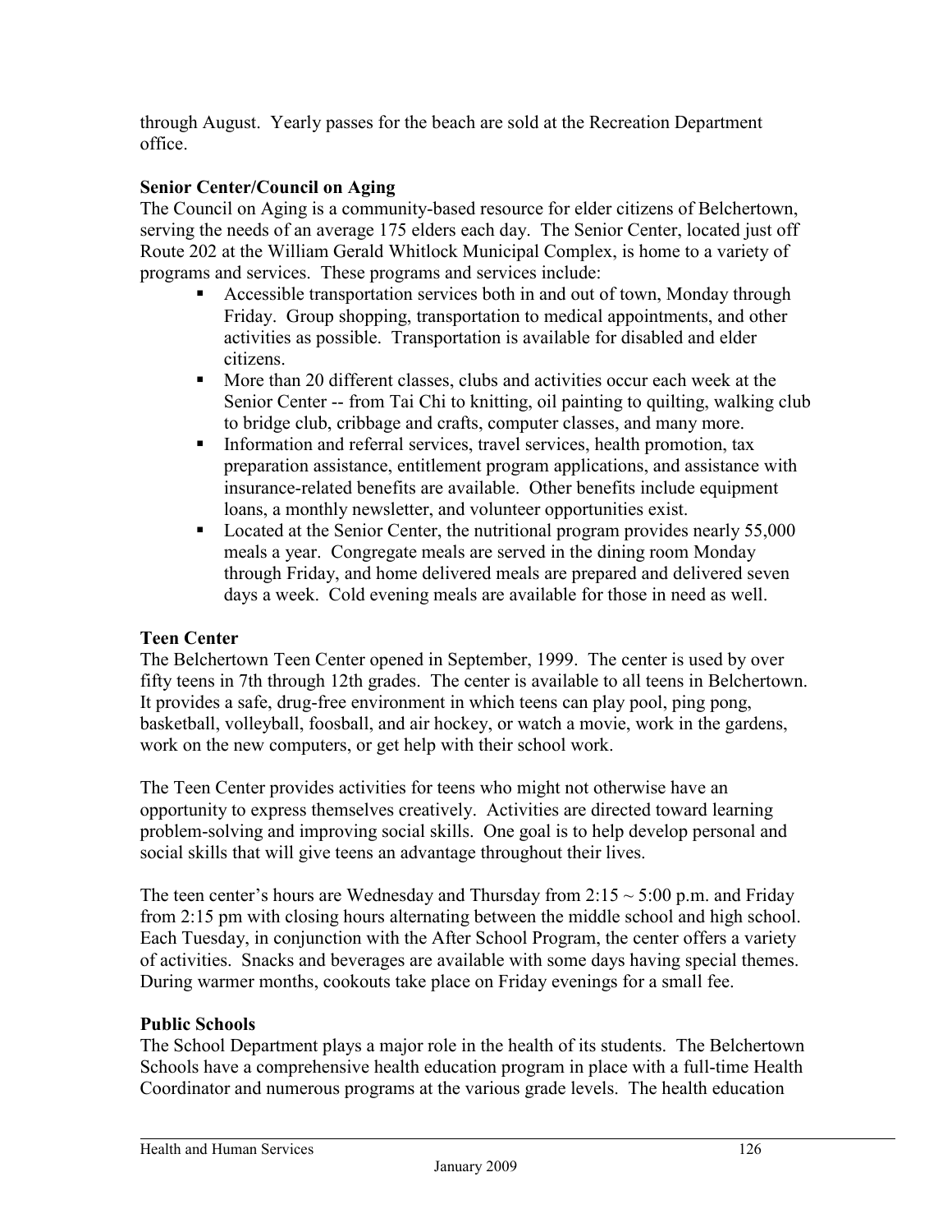through August. Yearly passes for the beach are sold at the Recreation Department office.

**Senior Center/Council on Aging**

The Council on Aging is a community-based resource for elder citizens of Belchertown, serving the needs of an average 175 elders each day. The Senior Center, located just off Route 202 at the William Gerald Whitlock Municipal Complex, is home to a variety of programs and services. These programs and services include:

- Accessible transportation services both in and out of town, Monday through Friday. Group shopping, transportation to medical appointments, and other activities as possible. Transportation is available for disabled and elder citizens.
- More than 20 different classes, clubs and activities occur each week at the Senior Center -- from Tai Chi to knitting, oil painting to quilting, walking club to bridge club, cribbage and crafts, computer classes, and many more.
- Information and referral services, travel services, health promotion, tax preparation assistance, entitlement program applications, and assistance with insurance-related benefits are available. Other benefits include equipment loans, a monthly newsletter, and volunteer opportunities exist.
- Located at the Senior Center, the nutritional program provides nearly 55,000 meals a year. Congregate meals are served in the dining room Monday through Friday, and home delivered meals are prepared and delivered seven days a week. Cold evening meals are available for those in need as well.

**Teen Center**

The Belchertown Teen Center opened in September, 1999. The center is used by over fifty teens in 7th through 12th grades. The center is available to all teens in Belchertown. It provides a safe, drug-free environment in which teens can play pool, ping pong, basketball, volleyball, foosball, and air hockey, or watch a movie, work in the gardens, work on the new computers, or get help with their school work.

The Teen Center provides activities for teens who might not otherwise have an opportunity to express themselves creatively. Activities are directed toward learning problem-solving and improving social skills. One goal is to help develop personal and social skills that will give teens an advantage throughout their lives.

The teen center's hours are Wednesday and Thursday from 2:15 ~ 5:00 p.m. and Friday from 2:15 pm with closing hours alternating between the middle school and high school. Each Tuesday, in conjunction with the After School Program, the center offers a variety of activities. Snacks and beverages are available with some days having special themes. During warmer months, cookouts take place on Friday evenings for a small fee.

**Public Schools**

The School Department plays a major role in the health of its students. The Belchertown Schools have a comprehensive health education program in place with a full-time Health Coordinator and numerous programs at the various grade levels. The health education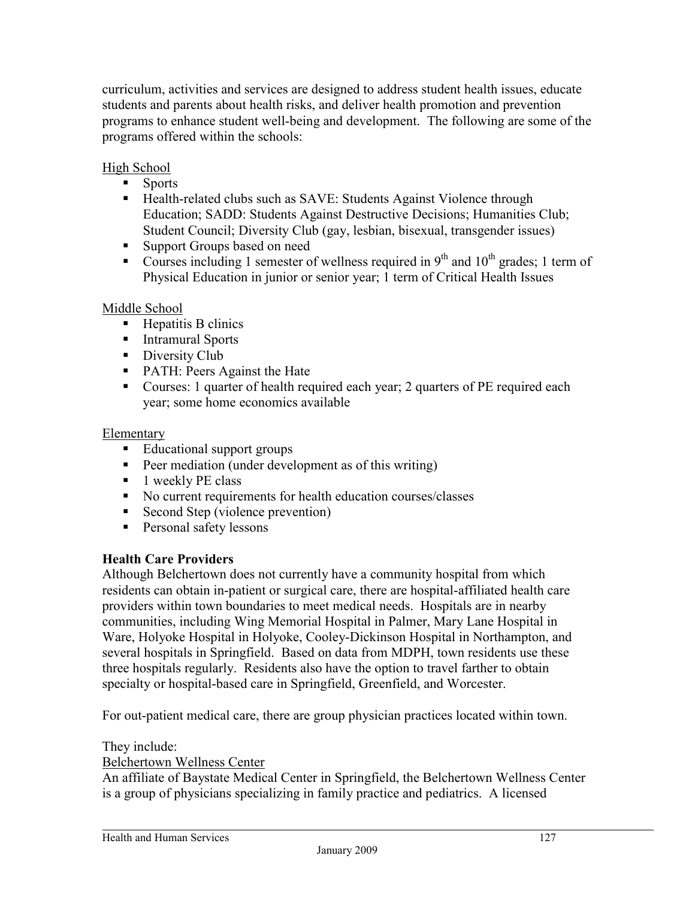curriculum, activities and services are designed to address student health issues, educate students and parents about health risks, and deliver health promotion and prevention programs to enhance student well-being and development. The following are some of the programs offered within the schools:

High School

- Sports
- Health-related clubs such as SAVE: Students Against Violence through Education; SADD: Students Against Destructive Decisions; Humanities Club; Student Council; Diversity Club (gay, lesbian, bisexual, transgender issues)
- Support Groups based on need
- Courses including 1 semester of wellness required in 9th and 10th grades; 1 term of Physical Education in junior or senior year; 1 term of Critical Health Issues

Middle School

- Hepatitis B clinics
- Intramural Sports
- Diversity Club
- PATH: Peers Against the Hate
- Courses: 1 quarter of health required each year; 2 quarters of PE required each year; some home economics available

Elementary

- Educational support groups
- Peer mediation (under development as of this writing)
- 1 weekly PE class
- No current requirements for health education courses/classes
- Second Step (violence prevention)
- Personal safety lessons

**Health Care Providers**

Although Belchertown does not currently have a community hospital from which residents can obtain in-patient or surgical care, there are hospital-affiliated health care providers within town boundaries to meet medical needs. Hospitals are in nearby communities, including Wing Memorial Hospital in Palmer, Mary Lane Hospital in Ware, Holyoke Hospital in Holyoke, Cooley-Dickinson Hospital in Northampton, and several hospitals in Springfield. Based on data from MDPH, town residents use these three hospitals regularly. Residents also have the option to travel farther to obtain specialty or hospital-based care in Springfield, Greenfield, and Worcester.

For out-patient medical care, there are group physician practices located within town.

They include:

Belchertown Wellness Center

An affiliate of Baystate Medical Center in Springfield, the Belchertown Wellness Center is a group of physicians specializing in family practice and pediatrics. A licensed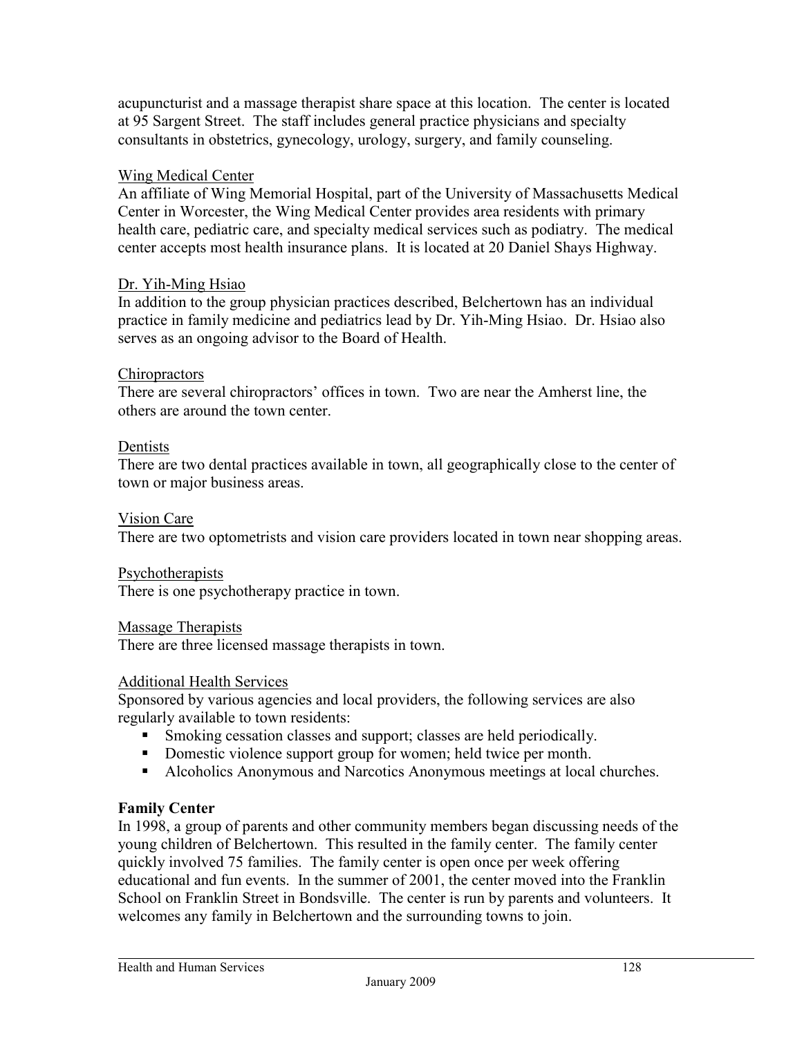acupuncturist and a massage therapist share space at this location. The center is located at 95 Sargent Street. The staff includes general practice physicians and specialty consultants in obstetrics, gynecology, urology, surgery, and family counseling.

Wing Medical Center

An affiliate of Wing Memorial Hospital, part of the University of Massachusetts Medical Center in Worcester, the Wing Medical Center provides area residents with primary health care, pediatric care, and specialty medical services such as podiatry. The medical center accepts most health insurance plans. It is located at 20 Daniel Shays Highway.

Dr. Yih-Ming Hsiao

In addition to the group physician practices described, Belchertown has an individual practice in family medicine and pediatrics lead by Dr. Yih-Ming Hsiao. Dr. Hsiao also serves as an ongoing advisor to the Board of Health.

Chiropractors

There are several chiropractors' offices in town. Two are near the Amherst line, the others are around the town center.

Dentists

There are two dental practices available in town, all geographically close to the center of town or major business areas.

Vision Care

There are two optometrists and vision care providers located in town near shopping areas.

Psychotherapists

There is one psychotherapy practice in town.

Massage Therapists

There are three licensed massage therapists in town.

Additional Health Services

Sponsored by various agencies and local providers, the following services are also regularly available to town residents:

- Smoking cessation classes and support; classes are held periodically.
- Domestic violence support group for women; held twice per month.
- Alcoholics Anonymous and Narcotics Anonymous meetings at local churches.

**Family Center**

In 1998, a group of parents and other community members began discussing needs of the young children of Belchertown. This resulted in the family center. The family center quickly involved 75 families. The family center is open once per week offering educational and fun events. In the summer of 2001, the center moved into the Franklin School on Franklin Street in Bondsville. The center is run by parents and volunteers. It welcomes any family in Belchertown and the surrounding towns to join.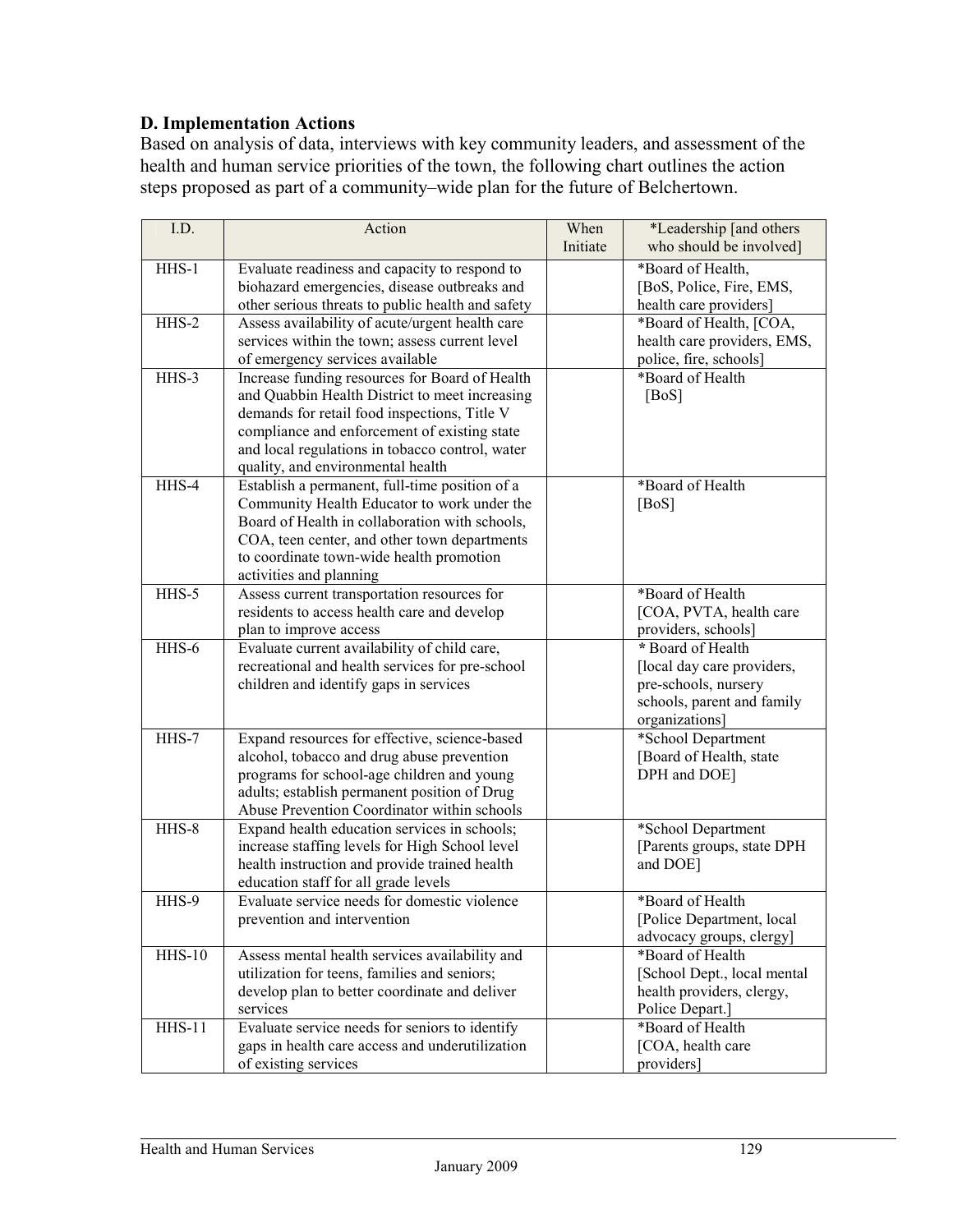### D. Implementation Actions

Based on analysis of data, interviews with key community leaders, and assessment of the health and human service priorities of the town, the following chart outlines the action steps proposed as part of a community–wide plan for the future of Belchertown.

| I.D. | Action | When Initiate | *Leadership [and others who should be involved] |
|---|---|---|---|
| HHS-1 | Evaluate readiness and capacity to respond to biohazard emergencies, disease outbreaks and other serious threats to public health and safety | | *Board of Health, [BoS, Police, Fire, EMS, health care providers] |
| HHS-2 | Assess availability of acute/urgent health care services within the town; assess current level of emergency services available | | *Board of Health, [COA, health care providers, EMS, police, fire, schools] |
| HHS-3 | Increase funding resources for Board of Health and Quabbin Health District to meet increasing demands for retail food inspections, Title V compliance and enforcement of existing state and local regulations in tobacco control, water quality, and environmental health | | *Board of Health [BoS] |
| HHS-4 | Establish a permanent, full-time position of a Community Health Educator to work under the Board of Health in collaboration with schools, COA, teen center, and other town departments to coordinate town-wide health promotion activities and planning | | *Board of Health [BoS] |
| HHS-5 | Assess current transportation resources for residents to access health care and develop plan to improve access | | *Board of Health [COA, PVTA, health care providers, schools] |
| HHS-6 | Evaluate current availability of child care, recreational and health services for pre-school children and identify gaps in services | | * Board of Health [local day care providers, pre-schools, nursery schools, parent and family organizations] |
| HHS-7 | Expand resources for effective, science-based alcohol, tobacco and drug abuse prevention programs for school-age children and young adults; establish permanent position of Drug Abuse Prevention Coordinator within schools | | *School Department [Board of Health, state DPH and DOE] |
| HHS-8 | Expand health education services in schools; increase staffing levels for High School level health instruction and provide trained health education staff for all grade levels | | *School Department [Parents groups, state DPH and DOE] |
| HHS-9 | Evaluate service needs for domestic violence prevention and intervention | | *Board of Health [Police Department, local advocacy groups, clergy] |
| HHS-10 | Assess mental health services availability and utilization for teens, families and seniors; develop plan to better coordinate and deliver services | | *Board of Health [School Dept., local mental health providers, clergy, Police Depart.] |
| HHS-11 | Evaluate service needs for seniors to identify gaps in health care access and underutilization of existing services | | *Board of Health [COA, health care providers] |